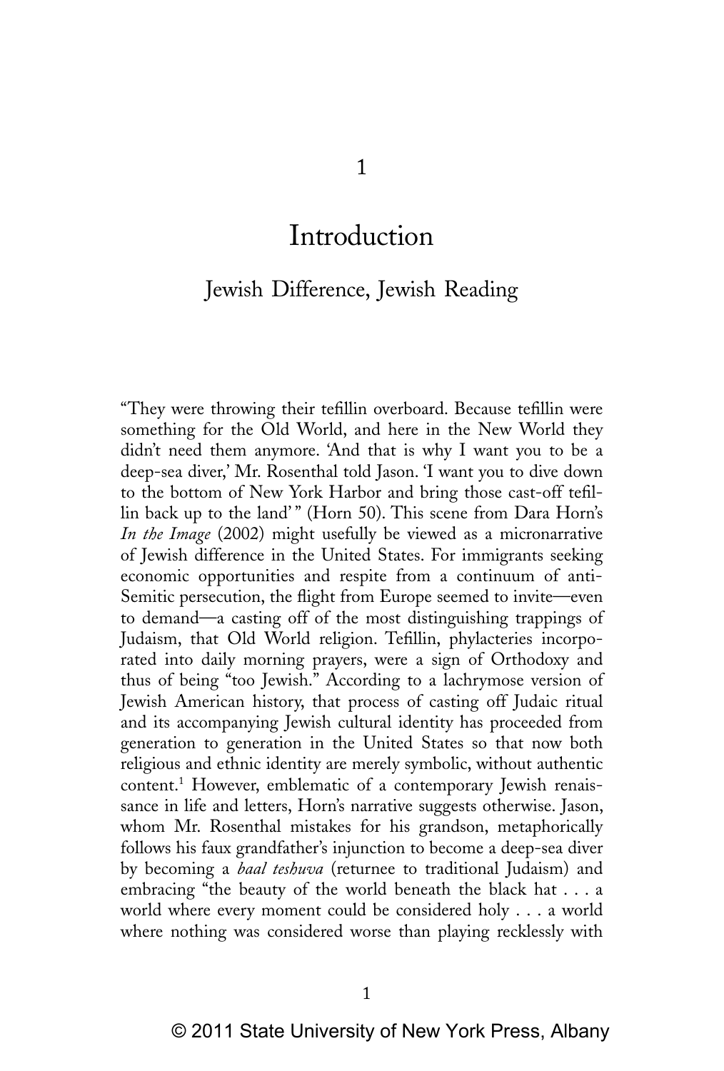# 1

# Introduction

## Jewish Difference, Jewish Reading

"They were throwing their tefillin overboard. Because tefillin were something for the Old World, and here in the New World they didn't need them anymore. 'And that is why I want you to be a deep-sea diver,' Mr. Rosenthal told Jason. 'I want you to dive down to the bottom of New York Harbor and bring those cast-off tefillin back up to the land' " (Horn 50). This scene from Dara Horn's *In the Image* (2002) might usefully be viewed as a micronarrative of Jewish difference in the United States. For immigrants seeking economic opportunities and respite from a continuum of anti-Semitic persecution, the flight from Europe seemed to invite—even to demand—a casting off of the most distinguishing trappings of Judaism, that Old World religion. Tefillin, phylacteries incorporated into daily morning prayers, were a sign of Orthodoxy and thus of being "too Jewish." According to a lachrymose version of Jewish American history, that process of casting off Judaic ritual and its accompanying Jewish cultural identity has proceeded from generation to generation in the United States so that now both religious and ethnic identity are merely symbolic, without authentic content.[1] However, emblematic of a contemporary Jewish renaissance in life and letters, Horn's narrative suggests otherwise. Jason, whom Mr. Rosenthal mistakes for his grandson, metaphorically follows his faux grandfather's injunction to become a deep-sea diver by becoming a *baal teshuva* (returnee to traditional Judaism) and embracing "the beauty of the world beneath the black hat . . . a world where every moment could be considered holy . . . a world where nothing was considered worse than playing recklessly with

© 2011 State University of New York Press, Albany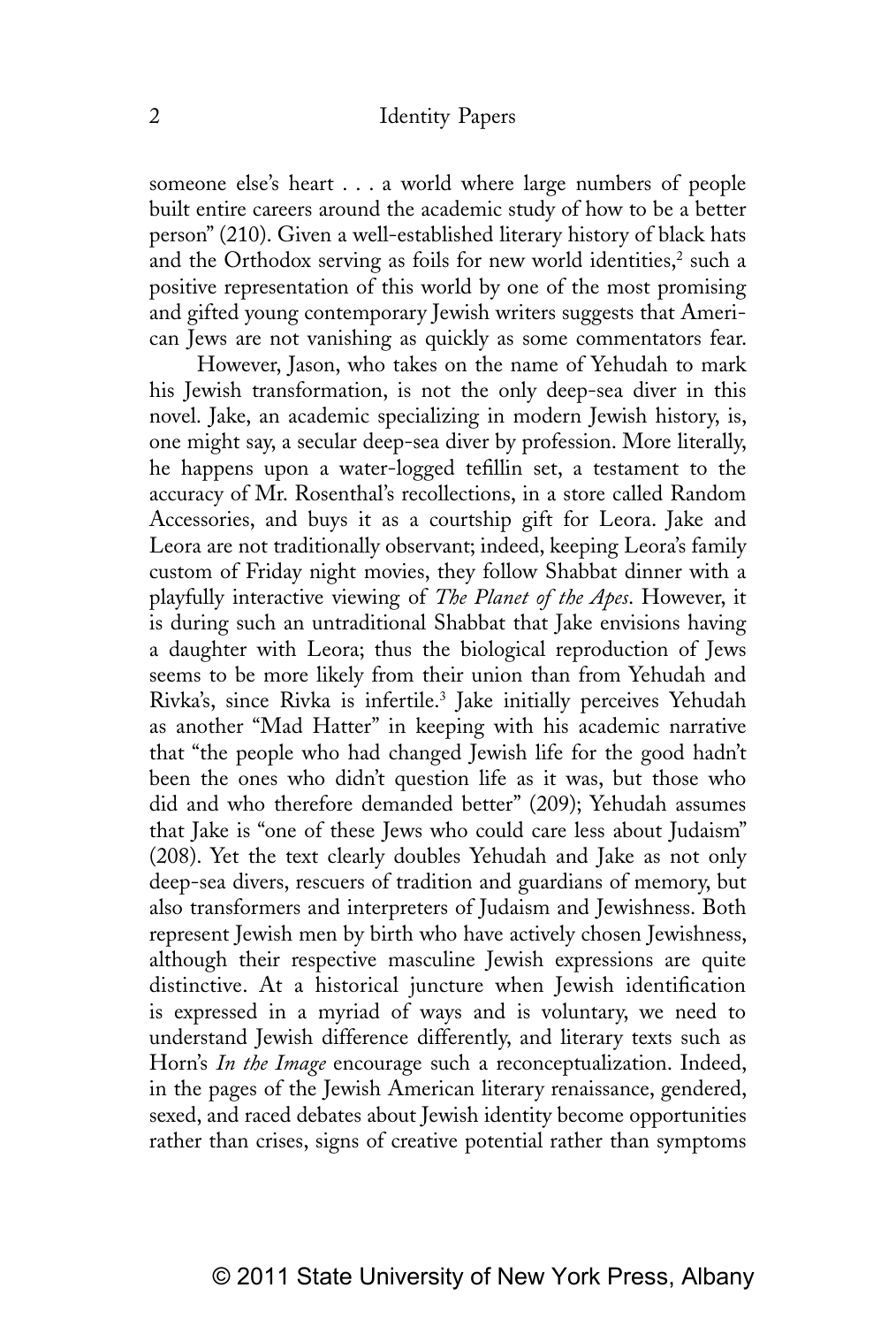someone else's heart . . . a world where large numbers of people built entire careers around the academic study of how to be a better person" (210). Given a well-established literary history of black hats and the Orthodox serving as foils for new world identities,[2] such a positive representation of this world by one of the most promising and gifted young contemporary Jewish writers suggests that American Jews are not vanishing as quickly as some commentators fear.

However, Jason, who takes on the name of Yehudah to mark his Jewish transformation, is not the only deep-sea diver in this novel. Jake, an academic specializing in modern Jewish history, is, one might say, a secular deep-sea diver by profession. More literally, he happens upon a water-logged tefillin set, a testament to the accuracy of Mr. Rosenthal's recollections, in a store called Random Accessories, and buys it as a courtship gift for Leora. Jake and Leora are not traditionally observant; indeed, keeping Leora's family custom of Friday night movies, they follow Shabbat dinner with a playfully interactive viewing of *The Planet of the Apes*. However, it is during such an untraditional Shabbat that Jake envisions having a daughter with Leora; thus the biological reproduction of Jews seems to be more likely from their union than from Yehudah and Rivka's, since Rivka is infertile.[3] Jake initially perceives Yehudah as another "Mad Hatter" in keeping with his academic narrative that "the people who had changed Jewish life for the good hadn't been the ones who didn't question life as it was, but those who did and who therefore demanded better" (209); Yehudah assumes that Jake is "one of these Jews who could care less about Judaism" (208). Yet the text clearly doubles Yehudah and Jake as not only deep-sea divers, rescuers of tradition and guardians of memory, but also transformers and interpreters of Judaism and Jewishness. Both represent Jewish men by birth who have actively chosen Jewishness, although their respective masculine Jewish expressions are quite distinctive. At a historical juncture when Jewish identification is expressed in a myriad of ways and is voluntary, we need to understand Jewish difference differently, and literary texts such as Horn's *In the Image* encourage such a reconceptualization. Indeed, in the pages of the Jewish American literary renaissance, gendered, sexed, and raced debates about Jewish identity become opportunities rather than crises, signs of creative potential rather than symptoms

© 2011 State University of New York Press, Albany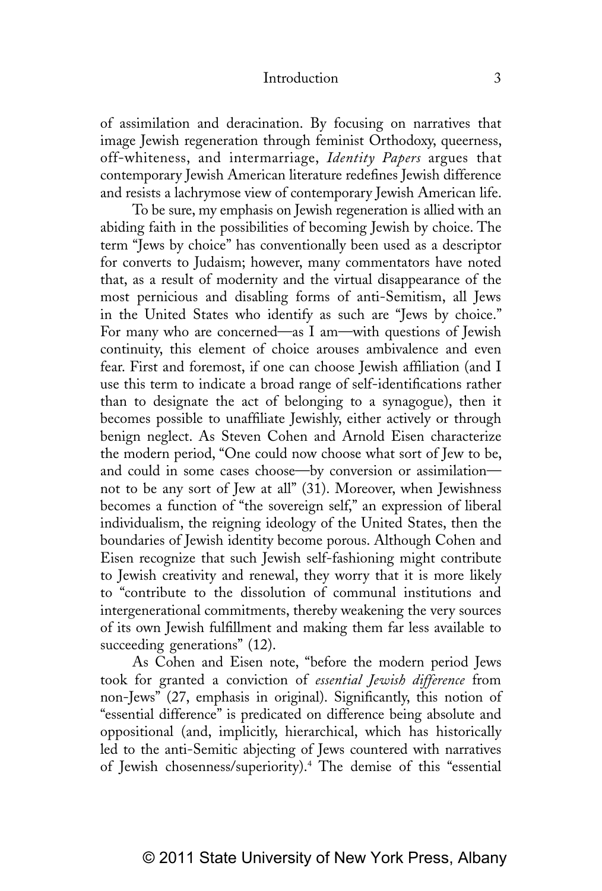of assimilation and deracination. By focusing on narratives that image Jewish regeneration through feminist Orthodoxy, queerness, off-whiteness, and intermarriage, *Identity Papers* argues that contemporary Jewish American literature redefines Jewish difference and resists a lachrymose view of contemporary Jewish American life.

To be sure, my emphasis on Jewish regeneration is allied with an abiding faith in the possibilities of becoming Jewish by choice. The term "Jews by choice" has conventionally been used as a descriptor for converts to Judaism; however, many commentators have noted that, as a result of modernity and the virtual disappearance of the most pernicious and disabling forms of anti-Semitism, all Jews in the United States who identify as such are "Jews by choice." For many who are concerned—as I am—with questions of Jewish continuity, this element of choice arouses ambivalence and even fear. First and foremost, if one can choose Jewish affiliation (and I use this term to indicate a broad range of self-identifications rather than to designate the act of belonging to a synagogue), then it becomes possible to unaffiliate Jewishly, either actively or through benign neglect. As Steven Cohen and Arnold Eisen characterize the modern period, "One could now choose what sort of Jew to be, and could in some cases choose—by conversion or assimilation—not to be any sort of Jew at all" (31). Moreover, when Jewishness becomes a function of "the sovereign self," an expression of liberal individualism, the reigning ideology of the United States, then the boundaries of Jewish identity become porous. Although Cohen and Eisen recognize that such Jewish self-fashioning might contribute to Jewish creativity and renewal, they worry that it is more likely to "contribute to the dissolution of communal institutions and intergenerational commitments, thereby weakening the very sources of its own Jewish fulfillment and making them far less available to succeeding generations" (12).

As Cohen and Eisen note, "before the modern period Jews took for granted a conviction of *essential Jewish difference* from non-Jews" (27, emphasis in original). Significantly, this notion of "essential difference" is predicated on difference being absolute and oppositional (and, implicitly, hierarchical, which has historically led to the anti-Semitic abjecting of Jews countered with narratives of Jewish chosenness/superiority).[4] The demise of this "essential

© 2011 State University of New York Press, Albany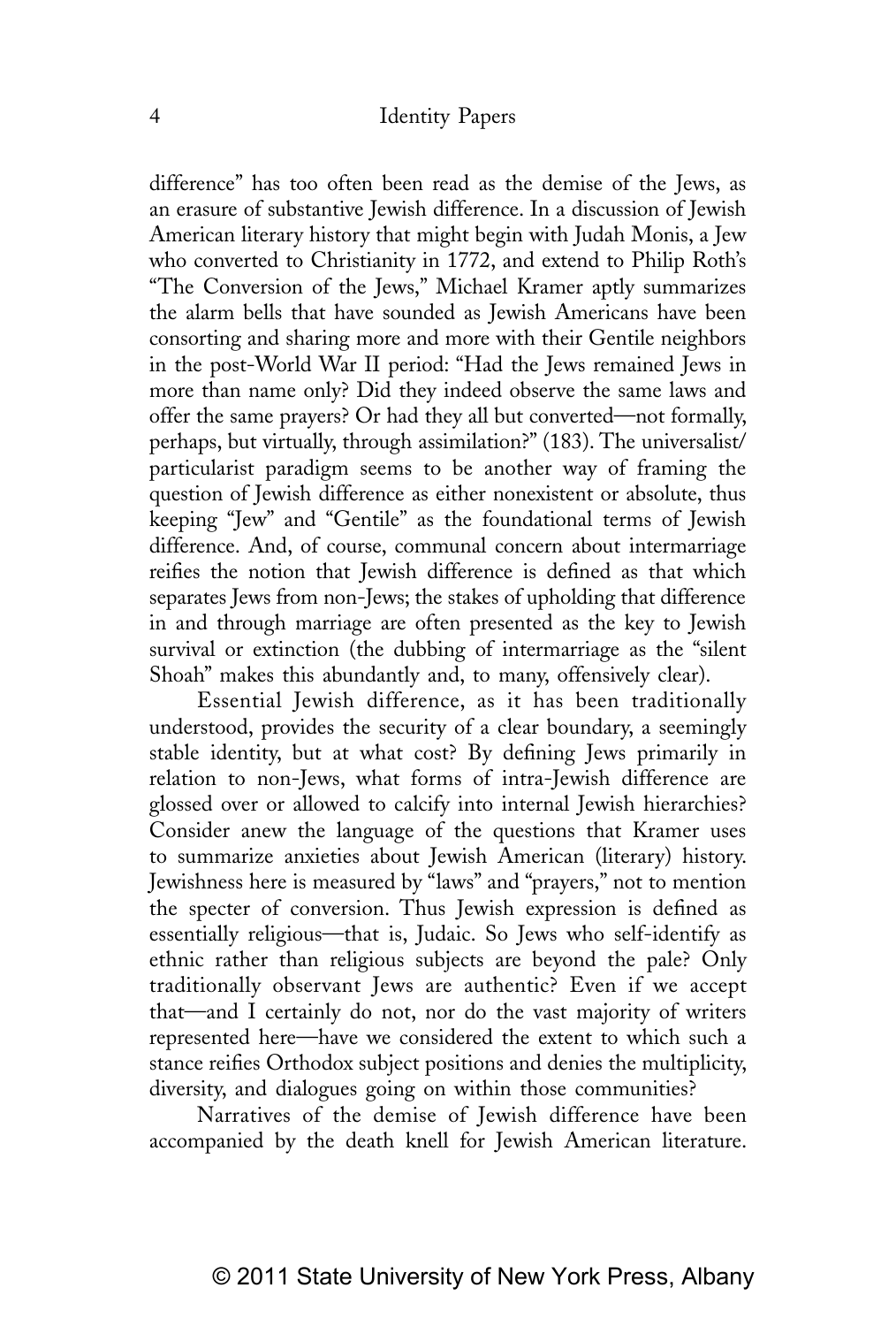difference" has too often been read as the demise of the Jews, as an erasure of substantive Jewish difference. In a discussion of Jewish American literary history that might begin with Judah Monis, a Jew who converted to Christianity in 1772, and extend to Philip Roth's "The Conversion of the Jews," Michael Kramer aptly summarizes the alarm bells that have sounded as Jewish Americans have been consorting and sharing more and more with their Gentile neighbors in the post-World War II period: "Had the Jews remained Jews in more than name only? Did they indeed observe the same laws and offer the same prayers? Or had they all but converted—not formally, perhaps, but virtually, through assimilation?" (183). The universalist/particularist paradigm seems to be another way of framing the question of Jewish difference as either nonexistent or absolute, thus keeping "Jew" and "Gentile" as the foundational terms of Jewish difference. And, of course, communal concern about intermarriage reifies the notion that Jewish difference is defined as that which separates Jews from non-Jews; the stakes of upholding that difference in and through marriage are often presented as the key to Jewish survival or extinction (the dubbing of intermarriage as the "silent Shoah" makes this abundantly and, to many, offensively clear).

Essential Jewish difference, as it has been traditionally understood, provides the security of a clear boundary, a seemingly stable identity, but at what cost? By defining Jews primarily in relation to non-Jews, what forms of intra-Jewish difference are glossed over or allowed to calcify into internal Jewish hierarchies? Consider anew the language of the questions that Kramer uses to summarize anxieties about Jewish American (literary) history. Jewishness here is measured by "laws" and "prayers," not to mention the specter of conversion. Thus Jewish expression is defined as essentially religious—that is, Judaic. So Jews who self-identify as ethnic rather than religious subjects are beyond the pale? Only traditionally observant Jews are authentic? Even if we accept that—and I certainly do not, nor do the vast majority of writers represented here—have we considered the extent to which such a stance reifies Orthodox subject positions and denies the multiplicity, diversity, and dialogues going on within those communities?

Narratives of the demise of Jewish difference have been accompanied by the death knell for Jewish American literature.

© 2011 State University of New York Press, Albany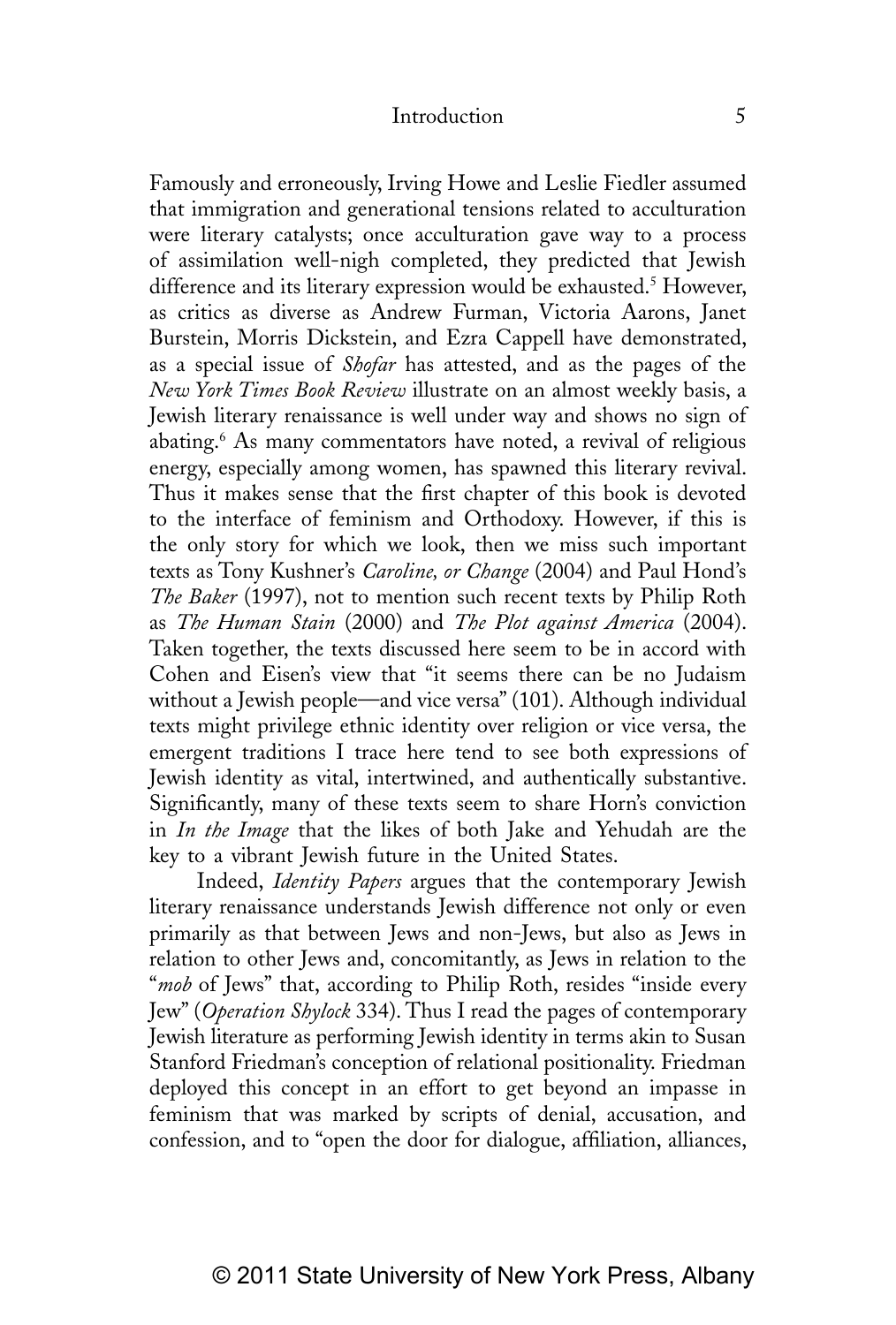Famously and erroneously, Irving Howe and Leslie Fiedler assumed that immigration and generational tensions related to acculturation were literary catalysts; once acculturation gave way to a process of assimilation well-nigh completed, they predicted that Jewish difference and its literary expression would be exhausted.[5] However, as critics as diverse as Andrew Furman, Victoria Aarons, Janet Burstein, Morris Dickstein, and Ezra Cappell have demonstrated, as a special issue of *Shofar* has attested, and as the pages of the *New York Times Book Review* illustrate on an almost weekly basis, a Jewish literary renaissance is well under way and shows no sign of abating.[6] As many commentators have noted, a revival of religious energy, especially among women, has spawned this literary revival. Thus it makes sense that the first chapter of this book is devoted to the interface of feminism and Orthodoxy. However, if this is the only story for which we look, then we miss such important texts as Tony Kushner's *Caroline, or Change* (2004) and Paul Hond's *The Baker* (1997), not to mention such recent texts by Philip Roth as *The Human Stain* (2000) and *The Plot against America* (2004). Taken together, the texts discussed here seem to be in accord with Cohen and Eisen's view that "it seems there can be no Judaism without a Jewish people—and vice versa" (101). Although individual texts might privilege ethnic identity over religion or vice versa, the emergent traditions I trace here tend to see both expressions of Jewish identity as vital, intertwined, and authentically substantive. Significantly, many of these texts seem to share Horn's conviction in *In the Image* that the likes of both Jake and Yehudah are the key to a vibrant Jewish future in the United States.

Indeed, *Identity Papers* argues that the contemporary Jewish literary renaissance understands Jewish difference not only or even primarily as that between Jews and non-Jews, but also as Jews in relation to other Jews and, concomitantly, as Jews in relation to the "*mob* of Jews" that, according to Philip Roth, resides "inside every Jew" (*Operation Shylock* 334). Thus I read the pages of contemporary Jewish literature as performing Jewish identity in terms akin to Susan Stanford Friedman's conception of relational positionality. Friedman deployed this concept in an effort to get beyond an impasse in feminism that was marked by scripts of denial, accusation, and confession, and to "open the door for dialogue, affiliation, alliances,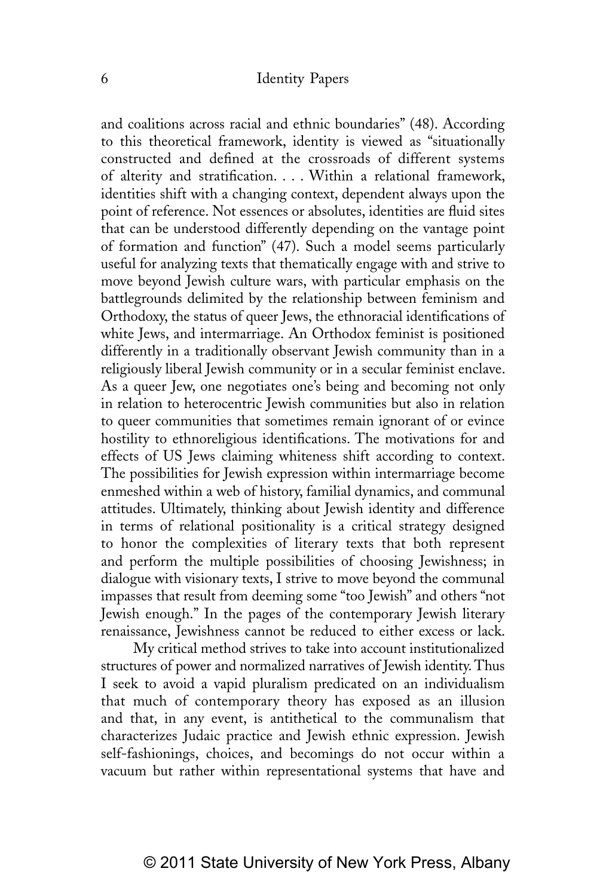and coalitions across racial and ethnic boundaries" (48). According to this theoretical framework, identity is viewed as "situationally constructed and defined at the crossroads of different systems of alterity and stratification. . . . Within a relational framework, identities shift with a changing context, dependent always upon the point of reference. Not essences or absolutes, identities are fluid sites that can be understood differently depending on the vantage point of formation and function" (47). Such a model seems particularly useful for analyzing texts that thematically engage with and strive to move beyond Jewish culture wars, with particular emphasis on the battlegrounds delimited by the relationship between feminism and Orthodoxy, the status of queer Jews, the ethnoracial identifications of white Jews, and intermarriage. An Orthodox feminist is positioned differently in a traditionally observant Jewish community than in a religiously liberal Jewish community or in a secular feminist enclave. As a queer Jew, one negotiates one's being and becoming not only in relation to heterocentric Jewish communities but also in relation to queer communities that sometimes remain ignorant of or evince hostility to ethnoreligious identifications. The motivations for and effects of US Jews claiming whiteness shift according to context. The possibilities for Jewish expression within intermarriage become enmeshed within a web of history, familial dynamics, and communal attitudes. Ultimately, thinking about Jewish identity and difference in terms of relational positionality is a critical strategy designed to honor the complexities of literary texts that both represent and perform the multiple possibilities of choosing Jewishness; in dialogue with visionary texts, I strive to move beyond the communal impasses that result from deeming some "too Jewish" and others "not Jewish enough." In the pages of the contemporary Jewish literary renaissance, Jewishness cannot be reduced to either excess or lack.

My critical method strives to take into account institutionalized structures of power and normalized narratives of Jewish identity. Thus I seek to avoid a vapid pluralism predicated on an individualism that much of contemporary theory has exposed as an illusion and that, in any event, is antithetical to the communalism that characterizes Judaic practice and Jewish ethnic expression. Jewish self-fashionings, choices, and becomings do not occur within a vacuum but rather within representational systems that have and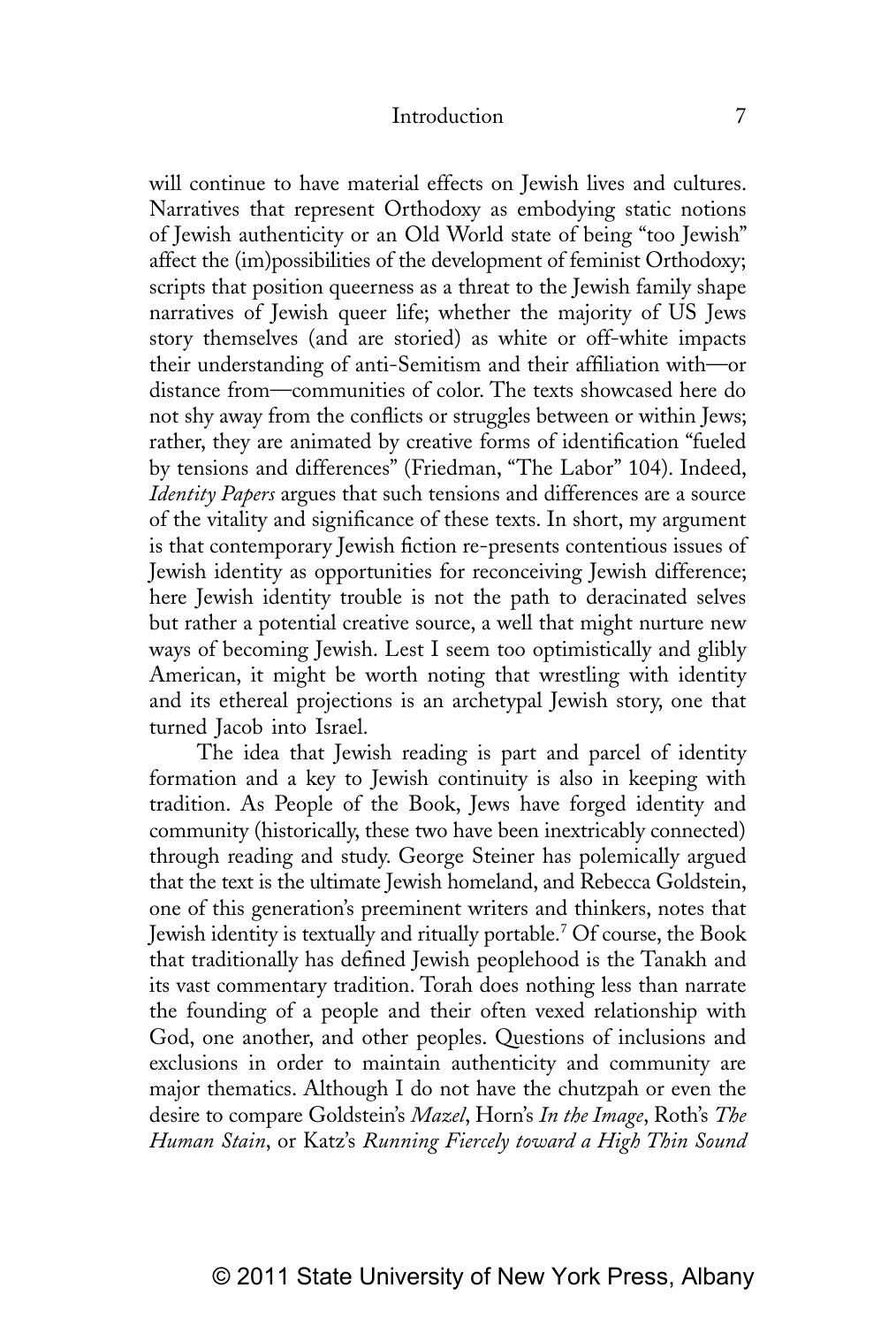will continue to have material effects on Jewish lives and cultures. Narratives that represent Orthodoxy as embodying static notions of Jewish authenticity or an Old World state of being "too Jewish" affect the (im)possibilities of the development of feminist Orthodoxy; scripts that position queerness as a threat to the Jewish family shape narratives of Jewish queer life; whether the majority of US Jews story themselves (and are storied) as white or off-white impacts their understanding of anti-Semitism and their affiliation with—or distance from—communities of color. The texts showcased here do not shy away from the conflicts or struggles between or within Jews; rather, they are animated by creative forms of identification "fueled by tensions and differences" (Friedman, "The Labor" 104). Indeed, *Identity Papers* argues that such tensions and differences are a source of the vitality and significance of these texts. In short, my argument is that contemporary Jewish fiction re-presents contentious issues of Jewish identity as opportunities for reconceiving Jewish difference; here Jewish identity trouble is not the path to deracinated selves but rather a potential creative source, a well that might nurture new ways of becoming Jewish. Lest I seem too optimistically and glibly American, it might be worth noting that wrestling with identity and its ethereal projections is an archetypal Jewish story, one that turned Jacob into Israel.

The idea that Jewish reading is part and parcel of identity formation and a key to Jewish continuity is also in keeping with tradition. As People of the Book, Jews have forged identity and community (historically, these two have been inextricably connected) through reading and study. George Steiner has polemically argued that the text is the ultimate Jewish homeland, and Rebecca Goldstein, one of this generation's preeminent writers and thinkers, notes that Jewish identity is textually and ritually portable.[7] Of course, the Book that traditionally has defined Jewish peoplehood is the Tanakh and its vast commentary tradition. Torah does nothing less than narrate the founding of a people and their often vexed relationship with God, one another, and other peoples. Questions of inclusions and exclusions in order to maintain authenticity and community are major thematics. Although I do not have the chutzpah or even the desire to compare Goldstein's *Mazel*, Horn's *In the Image*, Roth's *The Human Stain*, or Katz's *Running Fiercely toward a High Thin Sound*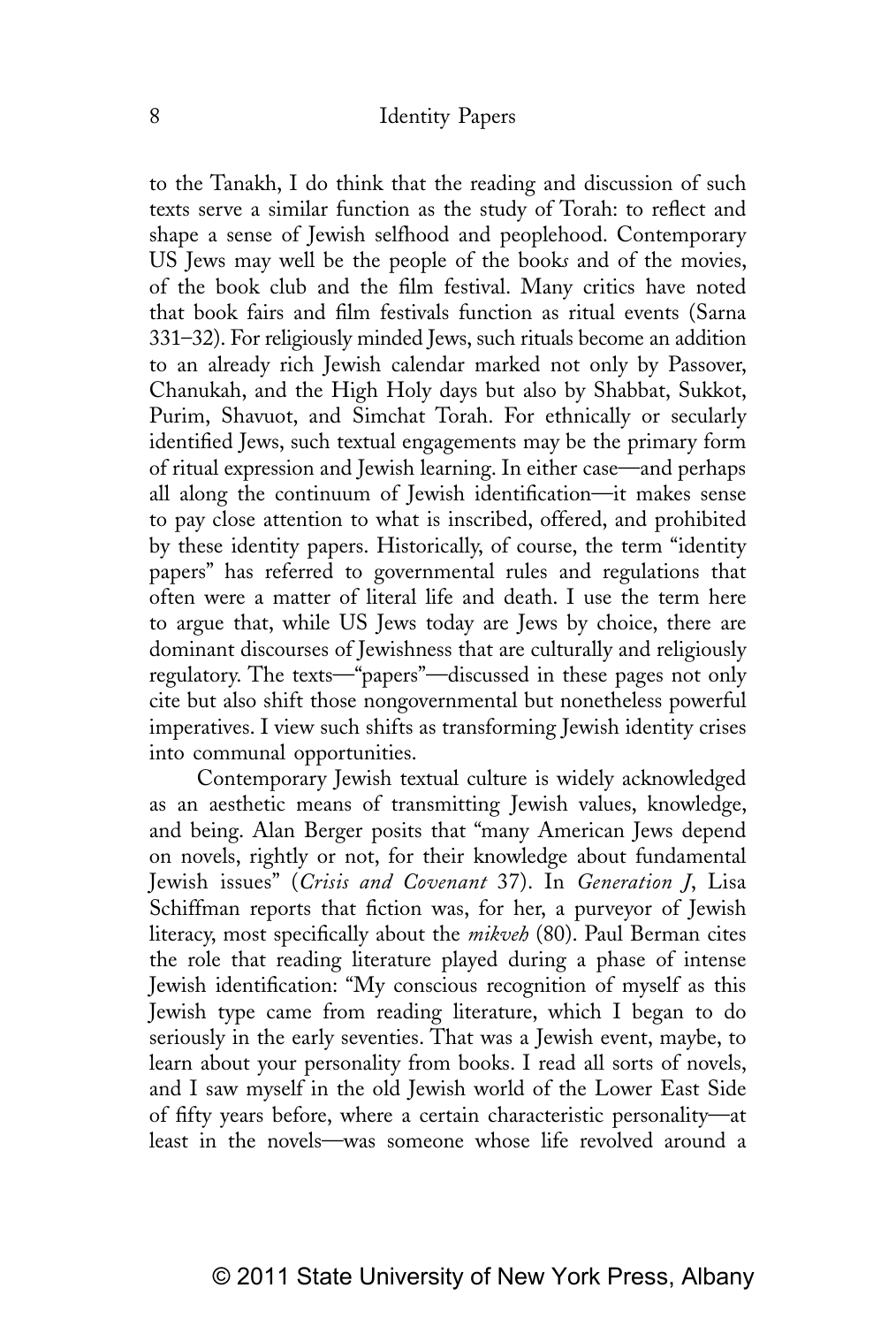to the Tanakh, I do think that the reading and discussion of such texts serve a similar function as the study of Torah: to reflect and shape a sense of Jewish selfhood and peoplehood. Contemporary US Jews may well be the people of the book*s* and of the movies, of the book club and the film festival. Many critics have noted that book fairs and film festivals function as ritual events (Sarna 331–32). For religiously minded Jews, such rituals become an addition to an already rich Jewish calendar marked not only by Passover, Chanukah, and the High Holy days but also by Shabbat, Sukkot, Purim, Shavuot, and Simchat Torah. For ethnically or secularly identified Jews, such textual engagements may be the primary form of ritual expression and Jewish learning. In either case—and perhaps all along the continuum of Jewish identification—it makes sense to pay close attention to what is inscribed, offered, and prohibited by these identity papers. Historically, of course, the term "identity papers" has referred to governmental rules and regulations that often were a matter of literal life and death. I use the term here to argue that, while US Jews today are Jews by choice, there are dominant discourses of Jewishness that are culturally and religiously regulatory. The texts—"papers"—discussed in these pages not only cite but also shift those nongovernmental but nonetheless powerful imperatives. I view such shifts as transforming Jewish identity crises into communal opportunities.

Contemporary Jewish textual culture is widely acknowledged as an aesthetic means of transmitting Jewish values, knowledge, and being. Alan Berger posits that "many American Jews depend on novels, rightly or not, for their knowledge about fundamental Jewish issues" (*Crisis and Covenant* 37). In *Generation J*, Lisa Schiffman reports that fiction was, for her, a purveyor of Jewish literacy, most specifically about the *mikveh* (80). Paul Berman cites the role that reading literature played during a phase of intense Jewish identification: "My conscious recognition of myself as this Jewish type came from reading literature, which I began to do seriously in the early seventies. That was a Jewish event, maybe, to learn about your personality from books. I read all sorts of novels, and I saw myself in the old Jewish world of the Lower East Side of fifty years before, where a certain characteristic personality—at least in the novels—was someone whose life revolved around a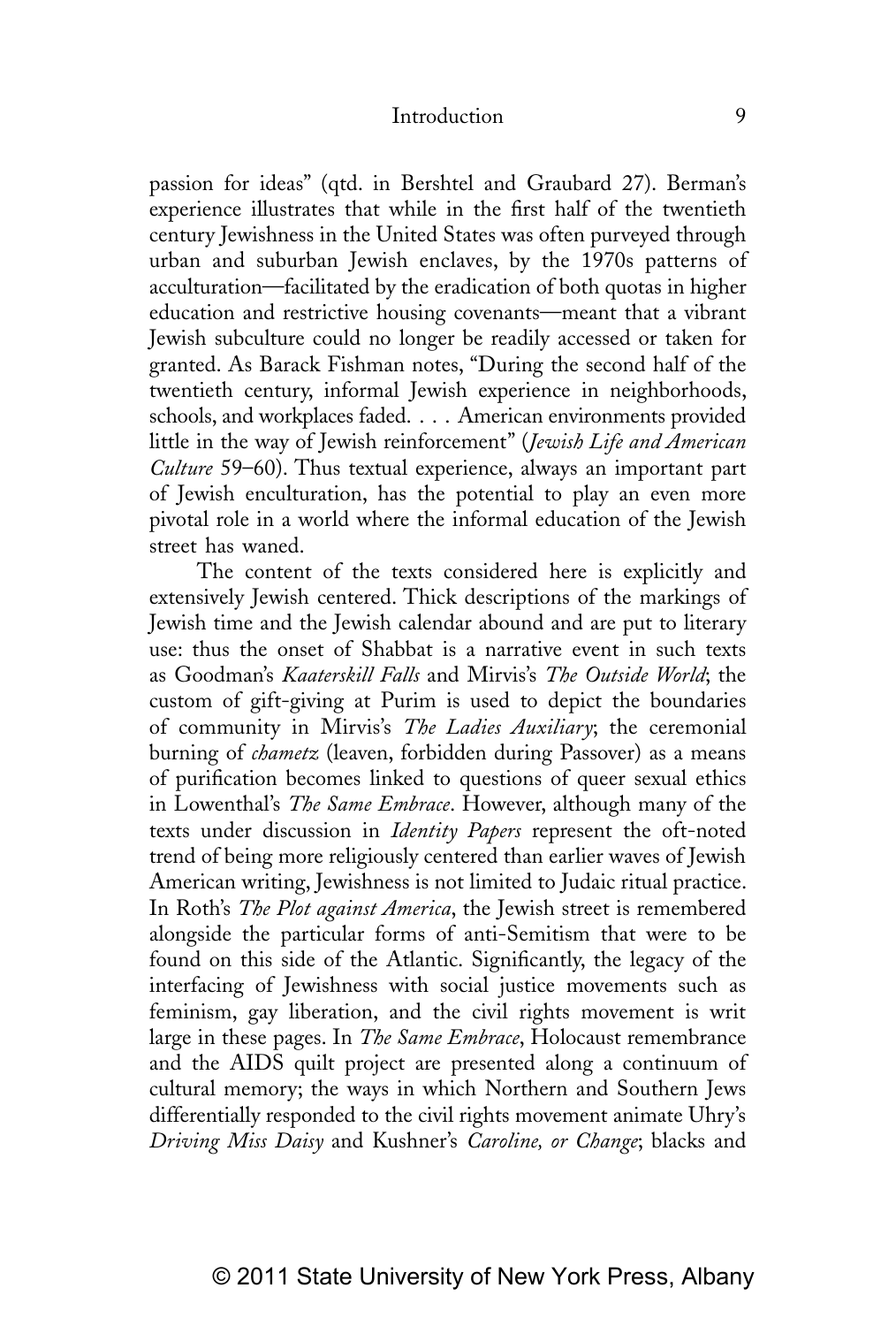passion for ideas" (qtd. in Bershtel and Graubard 27). Berman's experience illustrates that while in the first half of the twentieth century Jewishness in the United States was often purveyed through urban and suburban Jewish enclaves, by the 1970s patterns of acculturation—facilitated by the eradication of both quotas in higher education and restrictive housing covenants—meant that a vibrant Jewish subculture could no longer be readily accessed or taken for granted. As Barack Fishman notes, "During the second half of the twentieth century, informal Jewish experience in neighborhoods, schools, and workplaces faded. . . . American environments provided little in the way of Jewish reinforcement" (*Jewish Life and American Culture* 59–60). Thus textual experience, always an important part of Jewish enculturation, has the potential to play an even more pivotal role in a world where the informal education of the Jewish street has waned.

The content of the texts considered here is explicitly and extensively Jewish centered. Thick descriptions of the markings of Jewish time and the Jewish calendar abound and are put to literary use: thus the onset of Shabbat is a narrative event in such texts as Goodman's *Kaaterskill Falls* and Mirvis's *The Outside World*; the custom of gift-giving at Purim is used to depict the boundaries of community in Mirvis's *The Ladies Auxiliary*; the ceremonial burning of *chametz* (leaven, forbidden during Passover) as a means of purification becomes linked to questions of queer sexual ethics in Lowenthal's *The Same Embrace*. However, although many of the texts under discussion in *Identity Papers* represent the oft-noted trend of being more religiously centered than earlier waves of Jewish American writing, Jewishness is not limited to Judaic ritual practice. In Roth's *The Plot against America*, the Jewish street is remembered alongside the particular forms of anti-Semitism that were to be found on this side of the Atlantic. Significantly, the legacy of the interfacing of Jewishness with social justice movements such as feminism, gay liberation, and the civil rights movement is writ large in these pages. In *The Same Embrace*, Holocaust remembrance and the AIDS quilt project are presented along a continuum of cultural memory; the ways in which Northern and Southern Jews differentially responded to the civil rights movement animate Uhry's *Driving Miss Daisy* and Kushner's *Caroline, or Change*; blacks and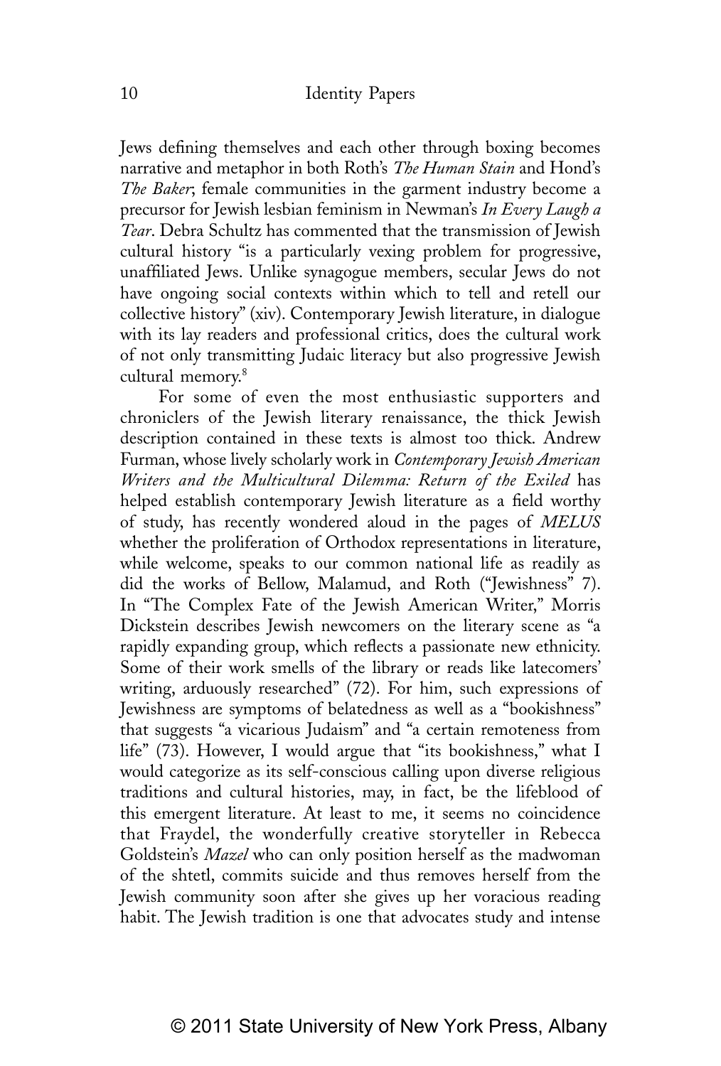Jews defining themselves and each other through boxing becomes narrative and metaphor in both Roth's *The Human Stain* and Hond's *The Baker*; female communities in the garment industry become a precursor for Jewish lesbian feminism in Newman's *In Every Laugh a Tear*. Debra Schultz has commented that the transmission of Jewish cultural history "is a particularly vexing problem for progressive, unaffiliated Jews. Unlike synagogue members, secular Jews do not have ongoing social contexts within which to tell and retell our collective history" (xiv). Contemporary Jewish literature, in dialogue with its lay readers and professional critics, does the cultural work of not only transmitting Judaic literacy but also progressive Jewish cultural memory.[8]

For some of even the most enthusiastic supporters and chroniclers of the Jewish literary renaissance, the thick Jewish description contained in these texts is almost too thick. Andrew Furman, whose lively scholarly work in *Contemporary Jewish American Writers and the Multicultural Dilemma: Return of the Exiled* has helped establish contemporary Jewish literature as a field worthy of study, has recently wondered aloud in the pages of *MELUS* whether the proliferation of Orthodox representations in literature, while welcome, speaks to our common national life as readily as did the works of Bellow, Malamud, and Roth ("Jewishness" 7). In "The Complex Fate of the Jewish American Writer," Morris Dickstein describes Jewish newcomers on the literary scene as "a rapidly expanding group, which reflects a passionate new ethnicity. Some of their work smells of the library or reads like latecomers' writing, arduously researched" (72). For him, such expressions of Jewishness are symptoms of belatedness as well as a "bookishness" that suggests "a vicarious Judaism" and "a certain remoteness from life" (73). However, I would argue that "its bookishness," what I would categorize as its self-conscious calling upon diverse religious traditions and cultural histories, may, in fact, be the lifeblood of this emergent literature. At least to me, it seems no coincidence that Fraydel, the wonderfully creative storyteller in Rebecca Goldstein's *Mazel* who can only position herself as the madwoman of the shtetl, commits suicide and thus removes herself from the Jewish community soon after she gives up her voracious reading habit. The Jewish tradition is one that advocates study and intense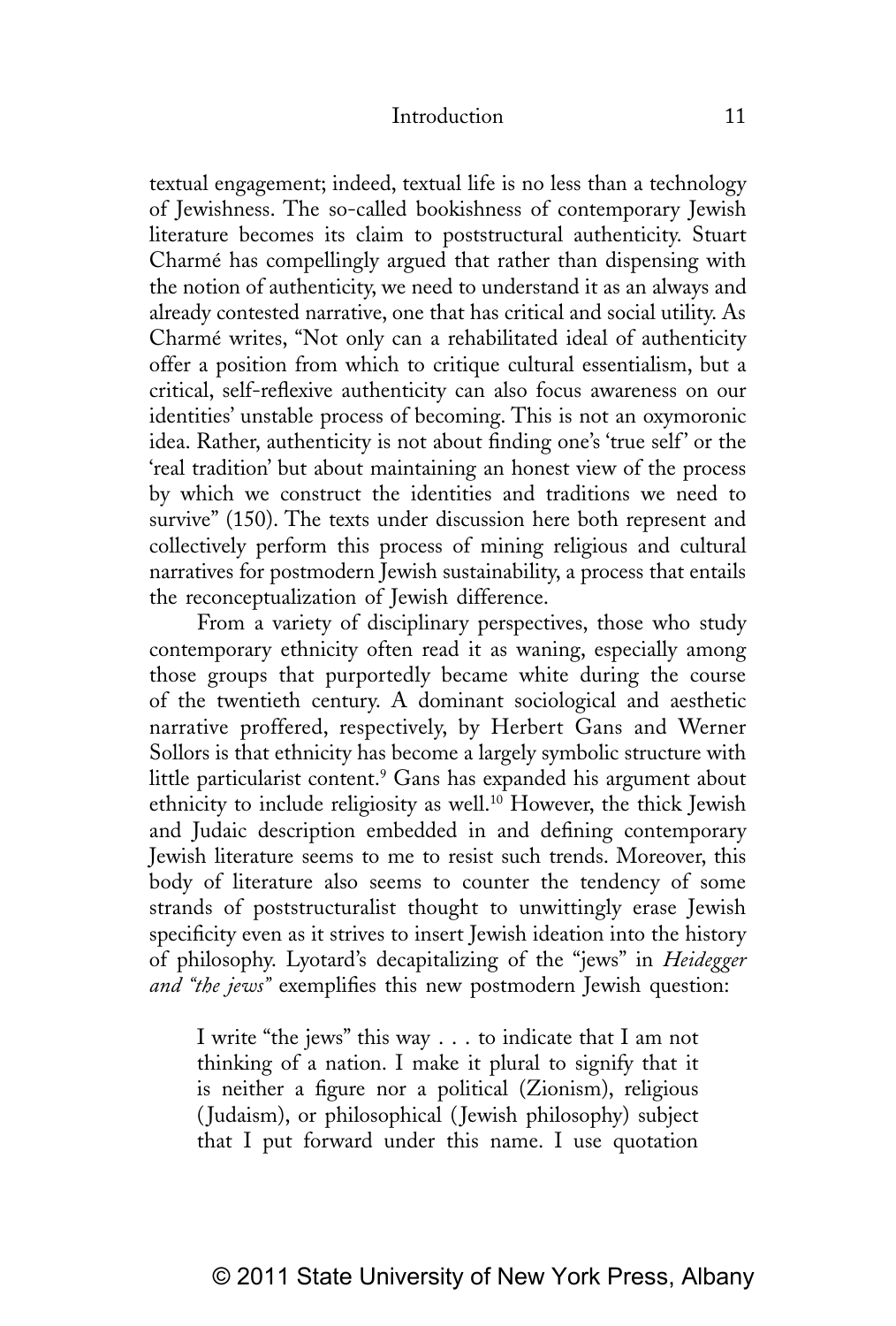textual engagement; indeed, textual life is no less than a technology of Jewishness. The so-called bookishness of contemporary Jewish literature becomes its claim to poststructural authenticity. Stuart Charmé has compellingly argued that rather than dispensing with the notion of authenticity, we need to understand it as an always and already contested narrative, one that has critical and social utility. As Charmé writes, "Not only can a rehabilitated ideal of authenticity offer a position from which to critique cultural essentialism, but a critical, self-reflexive authenticity can also focus awareness on our identities' unstable process of becoming. This is not an oxymoronic idea. Rather, authenticity is not about finding one's 'true self' or the 'real tradition' but about maintaining an honest view of the process by which we construct the identities and traditions we need to survive" (150). The texts under discussion here both represent and collectively perform this process of mining religious and cultural narratives for postmodern Jewish sustainability, a process that entails the reconceptualization of Jewish difference.

From a variety of disciplinary perspectives, those who study contemporary ethnicity often read it as waning, especially among those groups that purportedly became white during the course of the twentieth century. A dominant sociological and aesthetic narrative proffered, respectively, by Herbert Gans and Werner Sollors is that ethnicity has become a largely symbolic structure with little particularist content.[9] Gans has expanded his argument about ethnicity to include religiosity as well.[10] However, the thick Jewish and Judaic description embedded in and defining contemporary Jewish literature seems to me to resist such trends. Moreover, this body of literature also seems to counter the tendency of some strands of poststructuralist thought to unwittingly erase Jewish specificity even as it strives to insert Jewish ideation into the history of philosophy. Lyotard's decapitalizing of the "jews" in *Heidegger and "the jews"* exemplifies this new postmodern Jewish question:

> I write "the jews" this way . . . to indicate that I am not thinking of a nation. I make it plural to signify that it is neither a figure nor a political (Zionism), religious (Judaism), or philosophical (Jewish philosophy) subject that I put forward under this name. I use quotation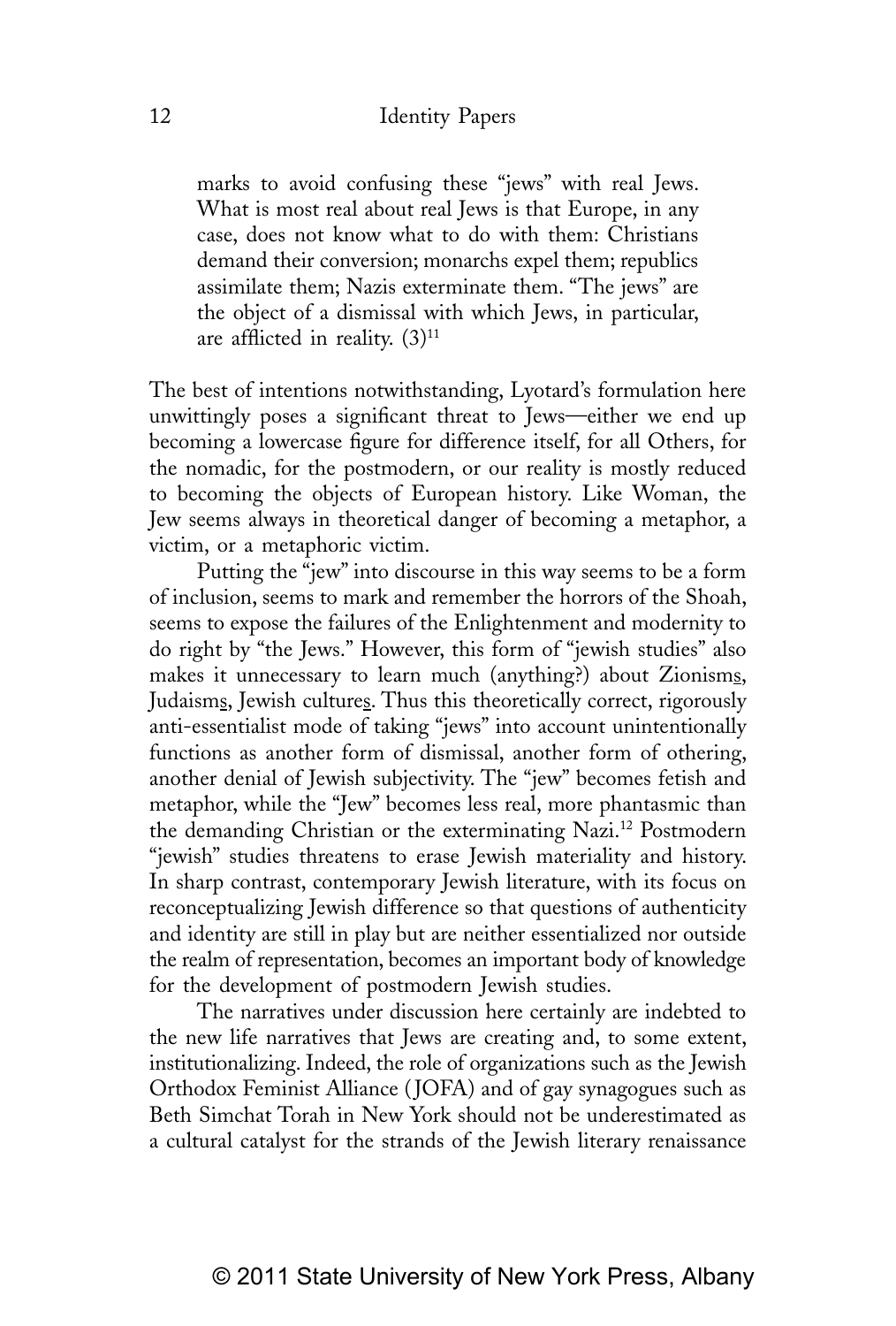> marks to avoid confusing these "jews" with real Jews. What is most real about real Jews is that Europe, in any case, does not know what to do with them: Christians demand their conversion; monarchs expel them; republics assimilate them; Nazis exterminate them. "The jews" are the object of a dismissal with which Jews, in particular, are afflicted in reality. (3)[11]

The best of intentions notwithstanding, Lyotard's formulation here unwittingly poses a significant threat to Jews—either we end up becoming a lowercase figure for difference itself, for all Others, for the nomadic, for the postmodern, or our reality is mostly reduced to becoming the objects of European history. Like Woman, the Jew seems always in theoretical danger of becoming a metaphor, a victim, or a metaphoric victim.

Putting the "jew" into discourse in this way seems to be a form of inclusion, seems to mark and remember the horrors of the Shoah, seems to expose the failures of the Enlightenment and modernity to do right by "the Jews." However, this form of "jewish studies" also makes it unnecessary to learn much (anything?) about Zionism<u>s</u>, Judaism<u>s</u>, Jewish culture<u>s</u>. Thus this theoretically correct, rigorously anti-essentialist mode of taking "jews" into account unintentionally functions as another form of dismissal, another form of othering, another denial of Jewish subjectivity. The "jew" becomes fetish and metaphor, while the "Jew" becomes less real, more phantasmic than the demanding Christian or the exterminating Nazi.[12] Postmodern "jewish" studies threatens to erase Jewish materiality and history. In sharp contrast, contemporary Jewish literature, with its focus on reconceptualizing Jewish difference so that questions of authenticity and identity are still in play but are neither essentialized nor outside the realm of representation, becomes an important body of knowledge for the development of postmodern Jewish studies.

The narratives under discussion here certainly are indebted to the new life narratives that Jews are creating and, to some extent, institutionalizing. Indeed, the role of organizations such as the Jewish Orthodox Feminist Alliance (JOFA) and of gay synagogues such as Beth Simchat Torah in New York should not be underestimated as a cultural catalyst for the strands of the Jewish literary renaissance

© 2011 State University of New York Press, Albany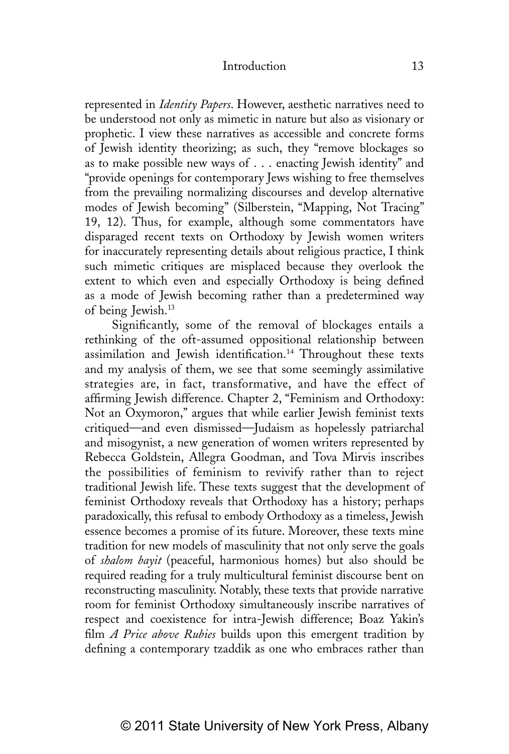represented in *Identity Papers*. However, aesthetic narratives need to be understood not only as mimetic in nature but also as visionary or prophetic. I view these narratives as accessible and concrete forms of Jewish identity theorizing; as such, they "remove blockages so as to make possible new ways of . . . enacting Jewish identity" and "provide openings for contemporary Jews wishing to free themselves from the prevailing normalizing discourses and develop alternative modes of Jewish becoming" (Silberstein, "Mapping, Not Tracing" 19, 12). Thus, for example, although some commentators have disparaged recent texts on Orthodoxy by Jewish women writers for inaccurately representing details about religious practice, I think such mimetic critiques are misplaced because they overlook the extent to which even and especially Orthodoxy is being defined as a mode of Jewish becoming rather than a predetermined way of being Jewish.[13]

Significantly, some of the removal of blockages entails a rethinking of the oft-assumed oppositional relationship between assimilation and Jewish identification.[14] Throughout these texts and my analysis of them, we see that some seemingly assimilative strategies are, in fact, transformative, and have the effect of affirming Jewish difference. Chapter 2, "Feminism and Orthodoxy: Not an Oxymoron," argues that while earlier Jewish feminist texts critiqued—and even dismissed—Judaism as hopelessly patriarchal and misogynist, a new generation of women writers represented by Rebecca Goldstein, Allegra Goodman, and Tova Mirvis inscribes the possibilities of feminism to revivify rather than to reject traditional Jewish life. These texts suggest that the development of feminist Orthodoxy reveals that Orthodoxy has a history; perhaps paradoxically, this refusal to embody Orthodoxy as a timeless, Jewish essence becomes a promise of its future. Moreover, these texts mine tradition for new models of masculinity that not only serve the goals of *shalom bayit* (peaceful, harmonious homes) but also should be required reading for a truly multicultural feminist discourse bent on reconstructing masculinity. Notably, these texts that provide narrative room for feminist Orthodoxy simultaneously inscribe narratives of respect and coexistence for intra-Jewish difference; Boaz Yakin's film *A Price above Rubies* builds upon this emergent tradition by defining a contemporary tzaddik as one who embraces rather than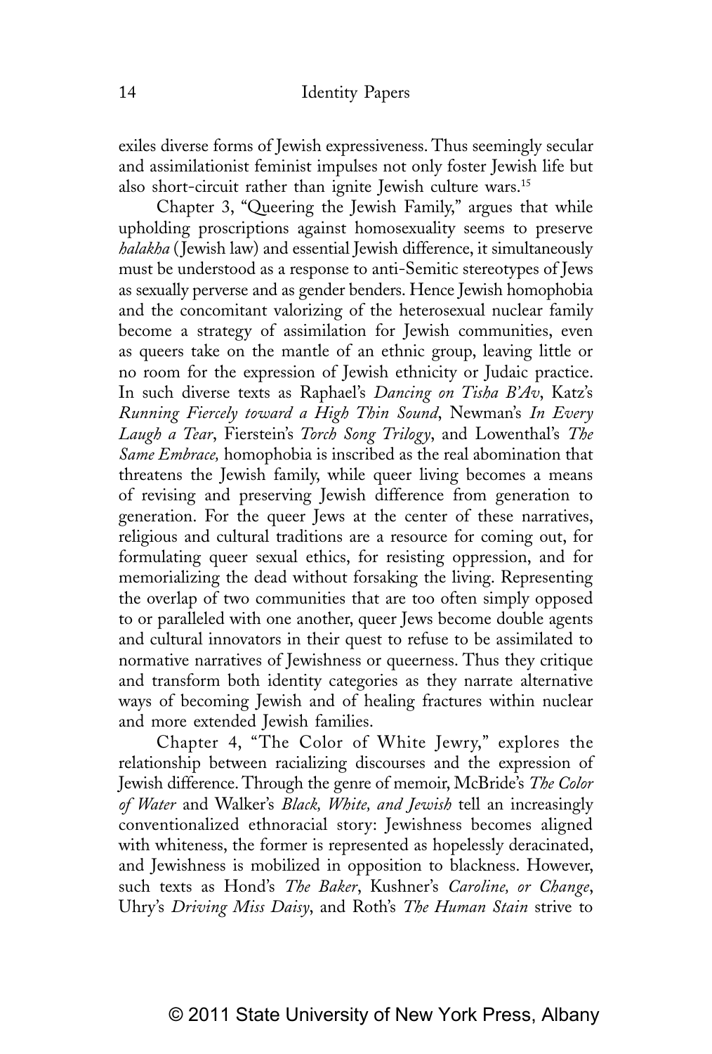exiles diverse forms of Jewish expressiveness. Thus seemingly secular and assimilationist feminist impulses not only foster Jewish life but also short-circuit rather than ignite Jewish culture wars.[15]

Chapter 3, "Queering the Jewish Family," argues that while upholding proscriptions against homosexuality seems to preserve *halakha* (Jewish law) and essential Jewish difference, it simultaneously must be understood as a response to anti-Semitic stereotypes of Jews as sexually perverse and as gender benders. Hence Jewish homophobia and the concomitant valorizing of the heterosexual nuclear family become a strategy of assimilation for Jewish communities, even as queers take on the mantle of an ethnic group, leaving little or no room for the expression of Jewish ethnicity or Judaic practice. In such diverse texts as Raphael's *Dancing on Tisha B'Av*, Katz's *Running Fiercely toward a High Thin Sound*, Newman's *In Every Laugh a Tear*, Fierstein's *Torch Song Trilogy*, and Lowenthal's *The Same Embrace,* homophobia is inscribed as the real abomination that threatens the Jewish family, while queer living becomes a means of revising and preserving Jewish difference from generation to generation. For the queer Jews at the center of these narratives, religious and cultural traditions are a resource for coming out, for formulating queer sexual ethics, for resisting oppression, and for memorializing the dead without forsaking the living. Representing the overlap of two communities that are too often simply opposed to or paralleled with one another, queer Jews become double agents and cultural innovators in their quest to refuse to be assimilated to normative narratives of Jewishness or queerness. Thus they critique and transform both identity categories as they narrate alternative ways of becoming Jewish and of healing fractures within nuclear and more extended Jewish families.

Chapter 4, "The Color of White Jewry," explores the relationship between racializing discourses and the expression of Jewish difference. Through the genre of memoir, McBride's *The Color of Water* and Walker's *Black, White, and Jewish* tell an increasingly conventionalized ethnoracial story: Jewishness becomes aligned with whiteness, the former is represented as hopelessly deracinated, and Jewishness is mobilized in opposition to blackness. However, such texts as Hond's *The Baker*, Kushner's *Caroline, or Change*, Uhry's *Driving Miss Daisy*, and Roth's *The Human Stain* strive to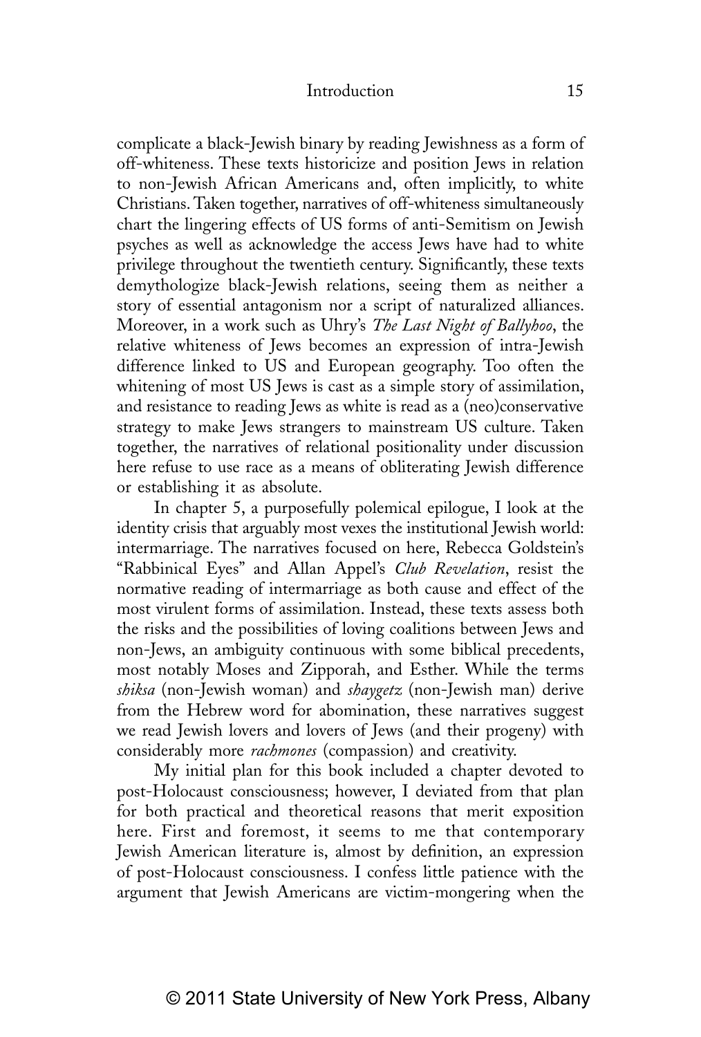complicate a black-Jewish binary by reading Jewishness as a form of off-whiteness. These texts historicize and position Jews in relation to non-Jewish African Americans and, often implicitly, to white Christians. Taken together, narratives of off-whiteness simultaneously chart the lingering effects of US forms of anti-Semitism on Jewish psyches as well as acknowledge the access Jews have had to white privilege throughout the twentieth century. Significantly, these texts demythologize black-Jewish relations, seeing them as neither a story of essential antagonism nor a script of naturalized alliances. Moreover, in a work such as Uhry's *The Last Night of Ballyhoo*, the relative whiteness of Jews becomes an expression of intra-Jewish difference linked to US and European geography. Too often the whitening of most US Jews is cast as a simple story of assimilation, and resistance to reading Jews as white is read as a (neo)conservative strategy to make Jews strangers to mainstream US culture. Taken together, the narratives of relational positionality under discussion here refuse to use race as a means of obliterating Jewish difference or establishing it as absolute.

In chapter 5, a purposefully polemical epilogue, I look at the identity crisis that arguably most vexes the institutional Jewish world: intermarriage. The narratives focused on here, Rebecca Goldstein's "Rabbinical Eyes" and Allan Appel's *Club Revelation*, resist the normative reading of intermarriage as both cause and effect of the most virulent forms of assimilation. Instead, these texts assess both the risks and the possibilities of loving coalitions between Jews and non-Jews, an ambiguity continuous with some biblical precedents, most notably Moses and Zipporah, and Esther. While the terms *shiksa* (non-Jewish woman) and *shaygetz* (non-Jewish man) derive from the Hebrew word for abomination, these narratives suggest we read Jewish lovers and lovers of Jews (and their progeny) with considerably more *rachmones* (compassion) and creativity.

My initial plan for this book included a chapter devoted to post-Holocaust consciousness; however, I deviated from that plan for both practical and theoretical reasons that merit exposition here. First and foremost, it seems to me that contemporary Jewish American literature is, almost by definition, an expression of post-Holocaust consciousness. I confess little patience with the argument that Jewish Americans are victim-mongering when the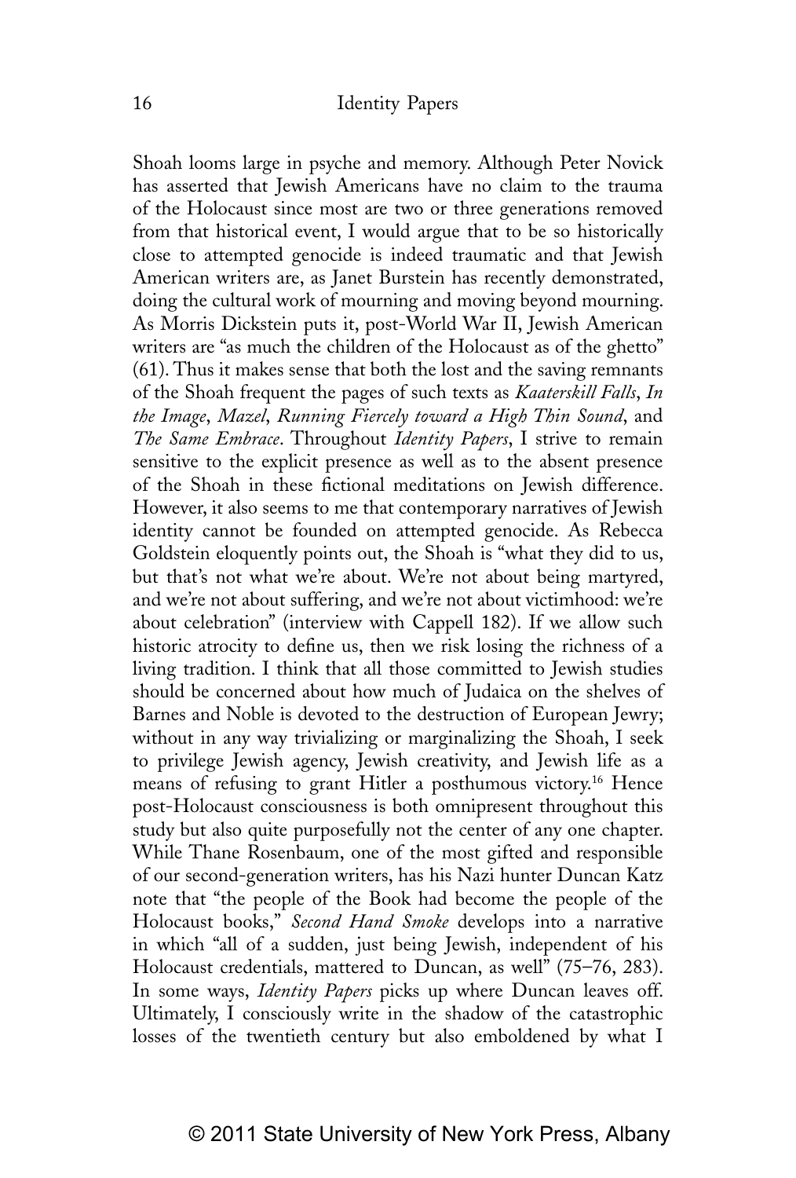Shoah looms large in psyche and memory. Although Peter Novick has asserted that Jewish Americans have no claim to the trauma of the Holocaust since most are two or three generations removed from that historical event, I would argue that to be so historically close to attempted genocide is indeed traumatic and that Jewish American writers are, as Janet Burstein has recently demonstrated, doing the cultural work of mourning and moving beyond mourning. As Morris Dickstein puts it, post-World War II, Jewish American writers are "as much the children of the Holocaust as of the ghetto" (61). Thus it makes sense that both the lost and the saving remnants of the Shoah frequent the pages of such texts as *Kaaterskill Falls*, *In the Image*, *Mazel*, *Running Fiercely toward a High Thin Sound*, and *The Same Embrace*. Throughout *Identity Papers*, I strive to remain sensitive to the explicit presence as well as to the absent presence of the Shoah in these fictional meditations on Jewish difference. However, it also seems to me that contemporary narratives of Jewish identity cannot be founded on attempted genocide. As Rebecca Goldstein eloquently points out, the Shoah is "what they did to us, but that's not what we're about. We're not about being martyred, and we're not about suffering, and we're not about victimhood: we're about celebration" (interview with Cappell 182). If we allow such historic atrocity to define us, then we risk losing the richness of a living tradition. I think that all those committed to Jewish studies should be concerned about how much of Judaica on the shelves of Barnes and Noble is devoted to the destruction of European Jewry; without in any way trivializing or marginalizing the Shoah, I seek to privilege Jewish agency, Jewish creativity, and Jewish life as a means of refusing to grant Hitler a posthumous victory.[16] Hence post-Holocaust consciousness is both omnipresent throughout this study but also quite purposefully not the center of any one chapter. While Thane Rosenbaum, one of the most gifted and responsible of our second-generation writers, has his Nazi hunter Duncan Katz note that "the people of the Book had become the people of the Holocaust books," *Second Hand Smoke* develops into a narrative in which "all of a sudden, just being Jewish, independent of his Holocaust credentials, mattered to Duncan, as well" (75–76, 283). In some ways, *Identity Papers* picks up where Duncan leaves off. Ultimately, I consciously write in the shadow of the catastrophic losses of the twentieth century but also emboldened by what I

© 2011 State University of New York Press, Albany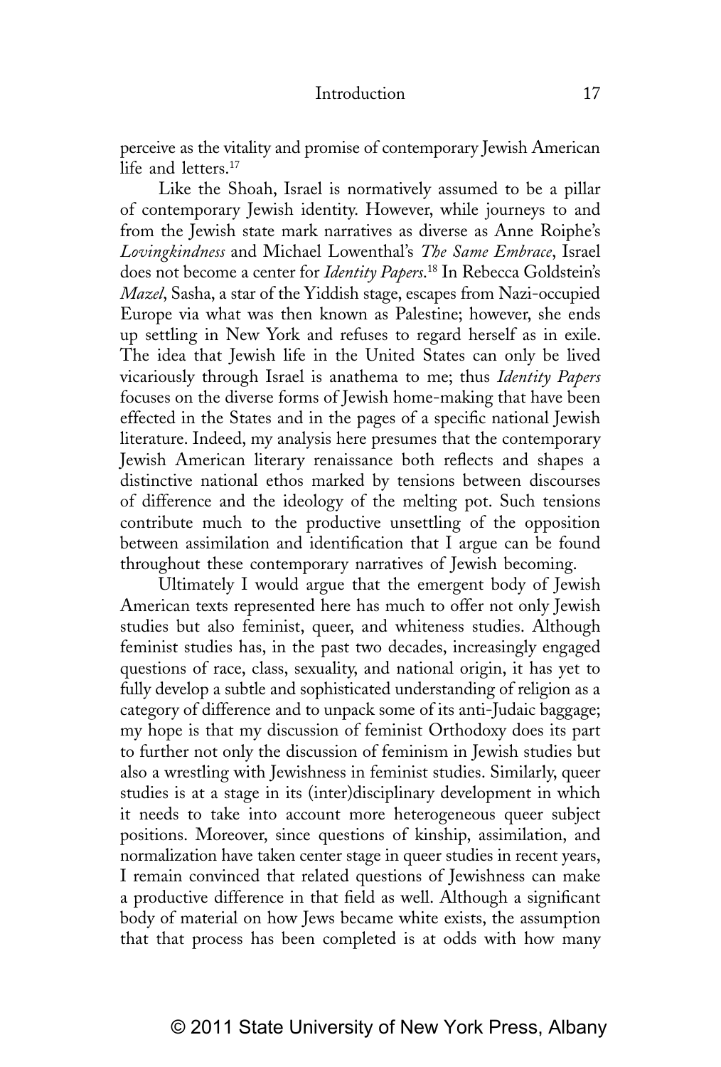perceive as the vitality and promise of contemporary Jewish American life and letters.[17]

Like the Shoah, Israel is normatively assumed to be a pillar of contemporary Jewish identity. However, while journeys to and from the Jewish state mark narratives as diverse as Anne Roiphe's *Lovingkindness* and Michael Lowenthal's *The Same Embrace*, Israel does not become a center for *Identity Papers*.[18] In Rebecca Goldstein's *Mazel*, Sasha, a star of the Yiddish stage, escapes from Nazi-occupied Europe via what was then known as Palestine; however, she ends up settling in New York and refuses to regard herself as in exile. The idea that Jewish life in the United States can only be lived vicariously through Israel is anathema to me; thus *Identity Papers* focuses on the diverse forms of Jewish home-making that have been effected in the States and in the pages of a specific national Jewish literature. Indeed, my analysis here presumes that the contemporary Jewish American literary renaissance both reflects and shapes a distinctive national ethos marked by tensions between discourses of difference and the ideology of the melting pot. Such tensions contribute much to the productive unsettling of the opposition between assimilation and identification that I argue can be found throughout these contemporary narratives of Jewish becoming.

Ultimately I would argue that the emergent body of Jewish American texts represented here has much to offer not only Jewish studies but also feminist, queer, and whiteness studies. Although feminist studies has, in the past two decades, increasingly engaged questions of race, class, sexuality, and national origin, it has yet to fully develop a subtle and sophisticated understanding of religion as a category of difference and to unpack some of its anti-Judaic baggage; my hope is that my discussion of feminist Orthodoxy does its part to further not only the discussion of feminism in Jewish studies but also a wrestling with Jewishness in feminist studies. Similarly, queer studies is at a stage in its (inter)disciplinary development in which it needs to take into account more heterogeneous queer subject positions. Moreover, since questions of kinship, assimilation, and normalization have taken center stage in queer studies in recent years, I remain convinced that related questions of Jewishness can make a productive difference in that field as well. Although a significant body of material on how Jews became white exists, the assumption that that process has been completed is at odds with how many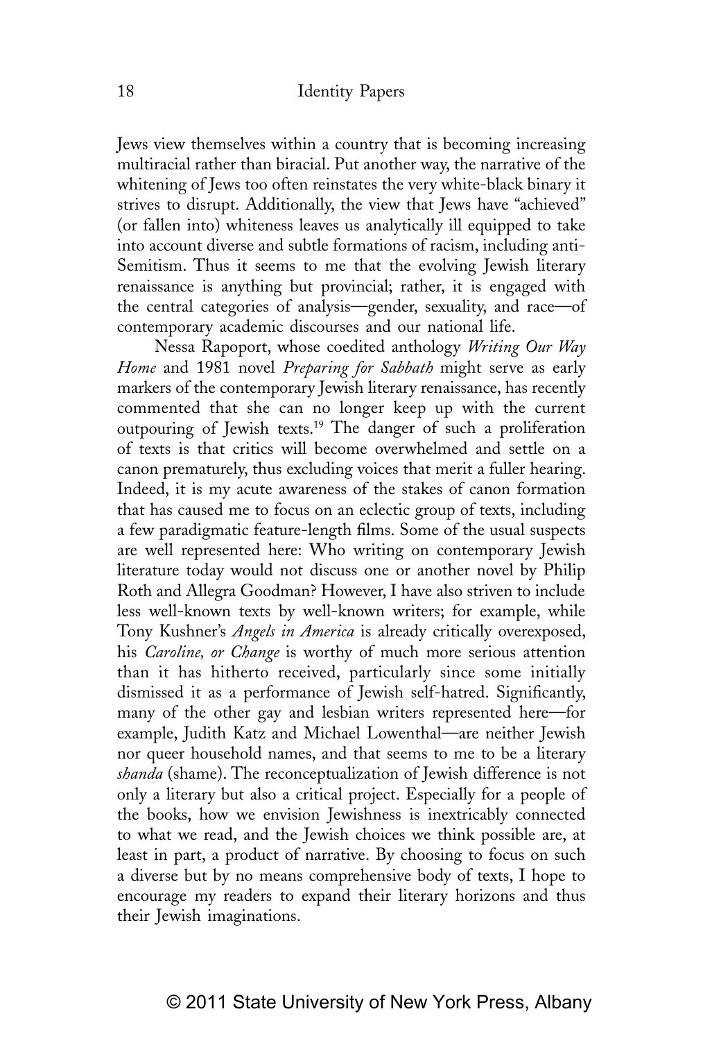Jews view themselves within a country that is becoming increasing multiracial rather than biracial. Put another way, the narrative of the whitening of Jews too often reinstates the very white-black binary it strives to disrupt. Additionally, the view that Jews have "achieved" (or fallen into) whiteness leaves us analytically ill equipped to take into account diverse and subtle formations of racism, including anti-Semitism. Thus it seems to me that the evolving Jewish literary renaissance is anything but provincial; rather, it is engaged with the central categories of analysis—gender, sexuality, and race—of contemporary academic discourses and our national life.

Nessa Rapoport, whose coedited anthology *Writing Our Way Home* and 1981 novel *Preparing for Sabbath* might serve as early markers of the contemporary Jewish literary renaissance, has recently commented that she can no longer keep up with the current outpouring of Jewish texts.[19] The danger of such a proliferation of texts is that critics will become overwhelmed and settle on a canon prematurely, thus excluding voices that merit a fuller hearing. Indeed, it is my acute awareness of the stakes of canon formation that has caused me to focus on an eclectic group of texts, including a few paradigmatic feature-length films. Some of the usual suspects are well represented here: Who writing on contemporary Jewish literature today would not discuss one or another novel by Philip Roth and Allegra Goodman? However, I have also striven to include less well-known texts by well-known writers; for example, while Tony Kushner's *Angels in America* is already critically overexposed, his *Caroline, or Change* is worthy of much more serious attention than it has hitherto received, particularly since some initially dismissed it as a performance of Jewish self-hatred. Significantly, many of the other gay and lesbian writers represented here—for example, Judith Katz and Michael Lowenthal—are neither Jewish nor queer household names, and that seems to me to be a literary *shanda* (shame). The reconceptualization of Jewish difference is not only a literary but also a critical project. Especially for a people of the books, how we envision Jewishness is inextricably connected to what we read, and the Jewish choices we think possible are, at least in part, a product of narrative. By choosing to focus on such a diverse but by no means comprehensive body of texts, I hope to encourage my readers to expand their literary horizons and thus their Jewish imaginations.

© 2011 State University of New York Press, Albany